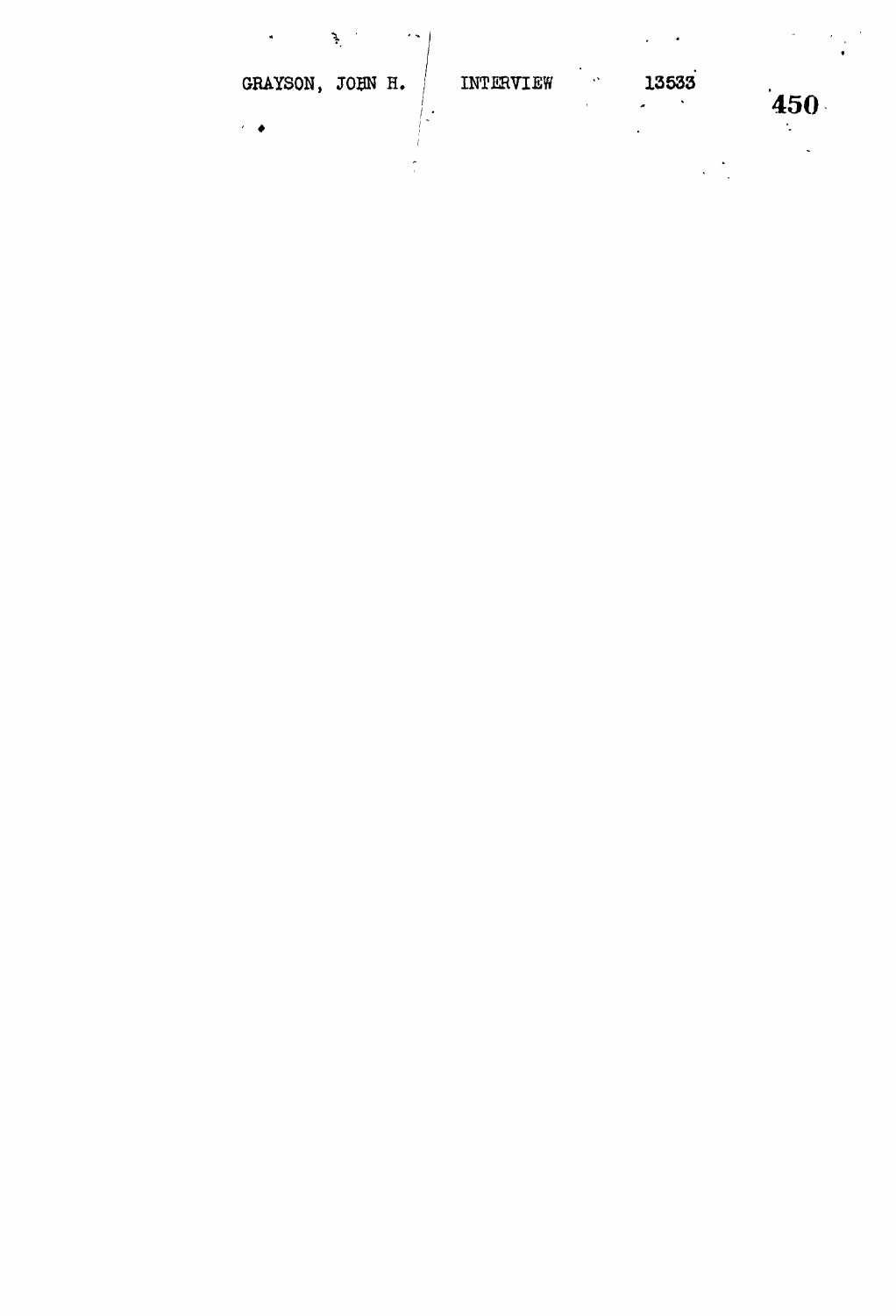GRAYSON, JOHN H. INTERVIEW 13533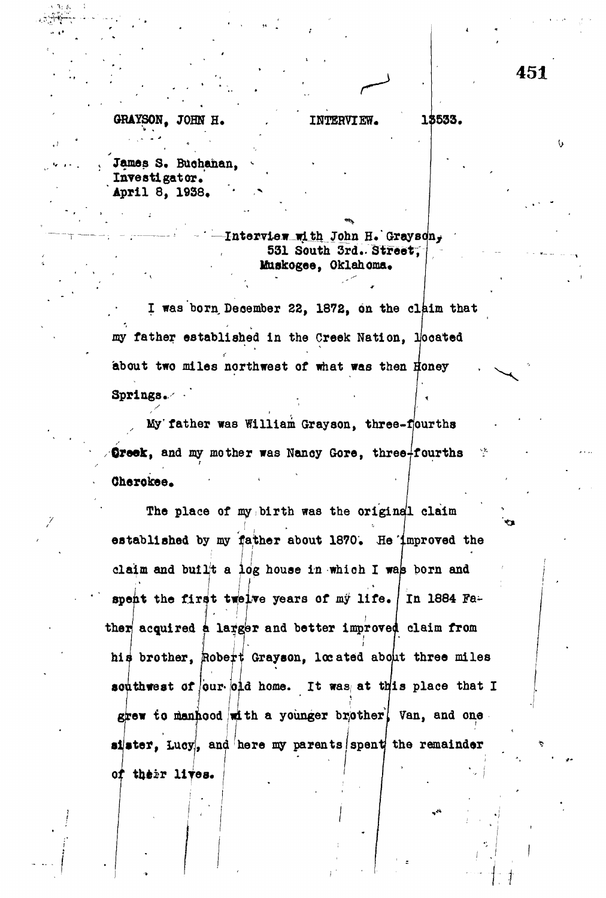GRAYSON, JOHN H. INTERVIEW. 13533.

James S. Buchanan,
Investigator.
April 8, 1938.

Interview with John H. Grayson,
531 South 3rd. Street,
Muskogee, Oklahoma.

I was born December 22, 1872, on the claim that my father established in the Creek Nation, located about two miles northwest of what was then Honey Springs.

My father was William Grayson, three-fourths Creek, and my mother was Nancy Gore, three-fourths Cherokee.

The place of my birth was the original claim established by my father about 1870. He improved the claim and built a log house in which I was born and spent the first twelve years of my life. In 1884 Father acquired a larger and better improved claim from his brother, Robert Grayson, located about three miles southwest of our old home. It was at this place that I grew to manhood with a younger brother, Van, and one sister, Lucy, and here my parents spent the remainder of their lives.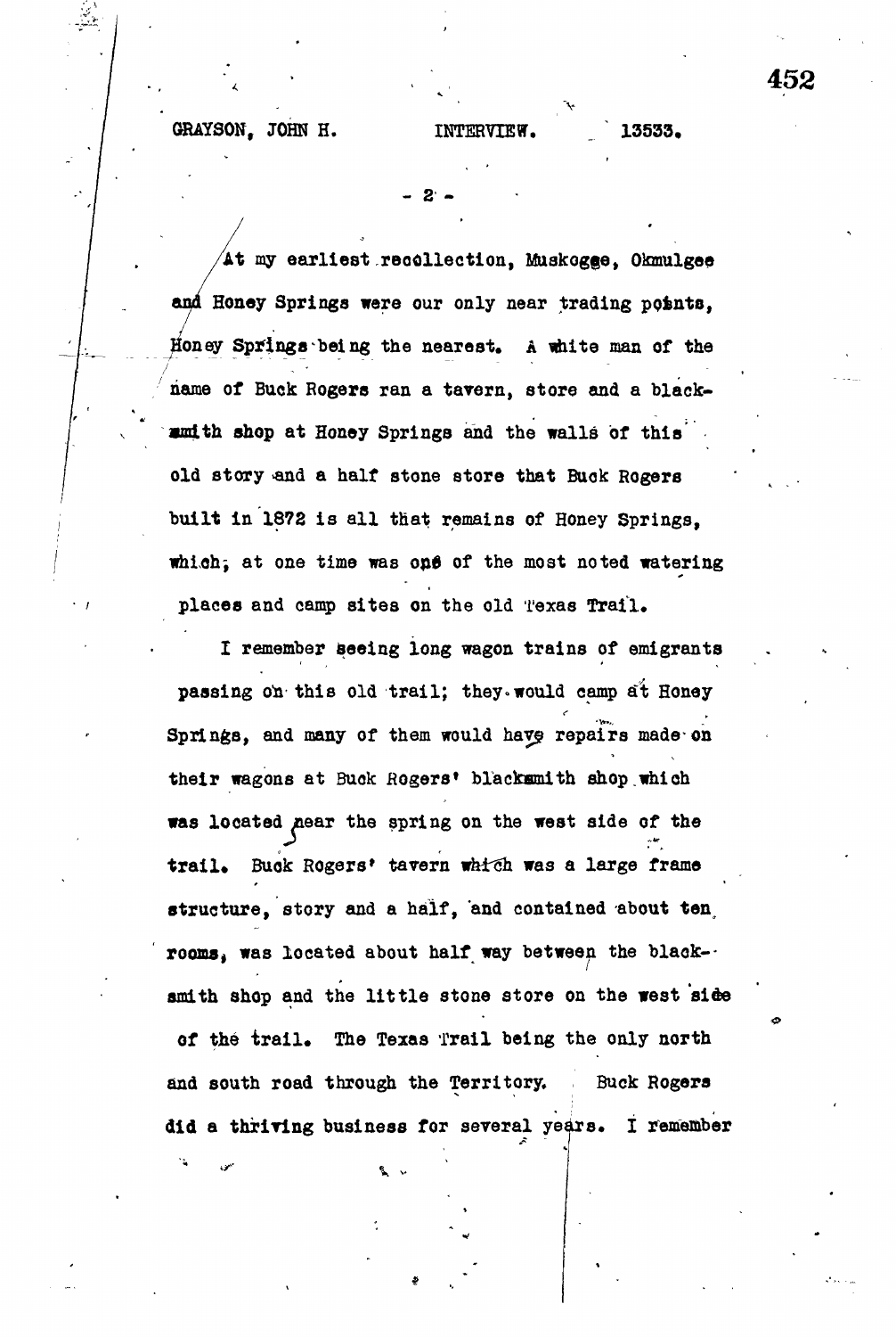At my earliest recollection, Muskogee, Okmulgee and Honey Springs were our only near trading points, Honey Springs being the nearest. A white man of the name of Buck Rogers ran a tavern, store and a blacksmith shop at Honey Springs and the walls of this old story and a half stone store that Buck Rogers built in 1872 is all that remains of Honey Springs, which, at one time was one of the most noted watering places and camp sites on the old Texas Trail.

I remember seeing long wagon trains of emigrants passing on this old trail; they would camp at Honey Springs, and many of them would have repairs made on their wagons at Buck Rogers' blacksmith shop which was located near the spring on the west side of the trail. Buck Rogers' tavern which was a large frame structure, story and a half, and contained about ten rooms, was located about half way between the blacksmith shop and the little stone store on the west side of the trail. The Texas Trail being the only north and south road through the Territory. Buck Rogers did a thriving business for several years. I remember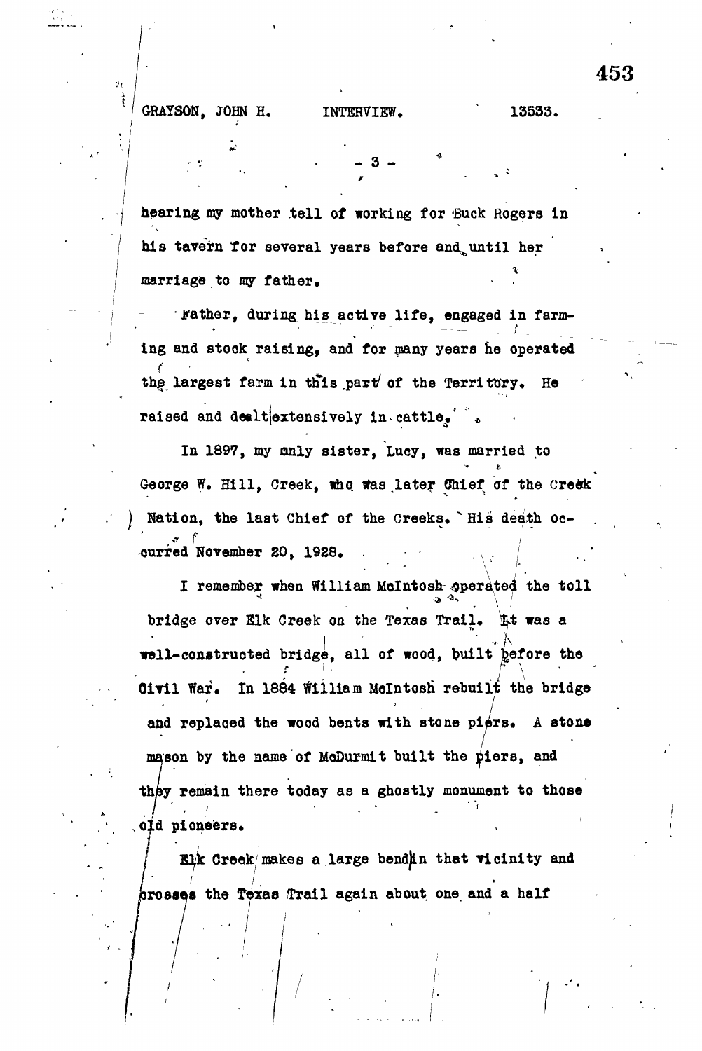hearing my mother tell of working for Buck Rogers in his tavern for several years before and until her marriage to my father.

Father, during his active life, engaged in farming and stock raising, and for many years he operated the largest farm in this part of the Territory. He raised and dealt extensively in cattle.

In 1897, my only sister, Lucy, was married to George W. Hill, Creek, who was later Chief of the Creek Nation, the last Chief of the Creeks. His death occurred November 20, 1928.

I remember when William McIntosh operated the toll bridge over Elk Creek on the Texas Trail. It was a well-constructed bridge, all of wood, built before the Civil War. In 1884 William McIntosh rebuilt the bridge and replaced the wood bents with stone piers. A stone mason by the name of McDurmit built the piers, and they remain there today as a ghostly monument to those old pioneers.

Elk Creek makes a large bend in that vicinity and crosses the Texas Trail again about one and a half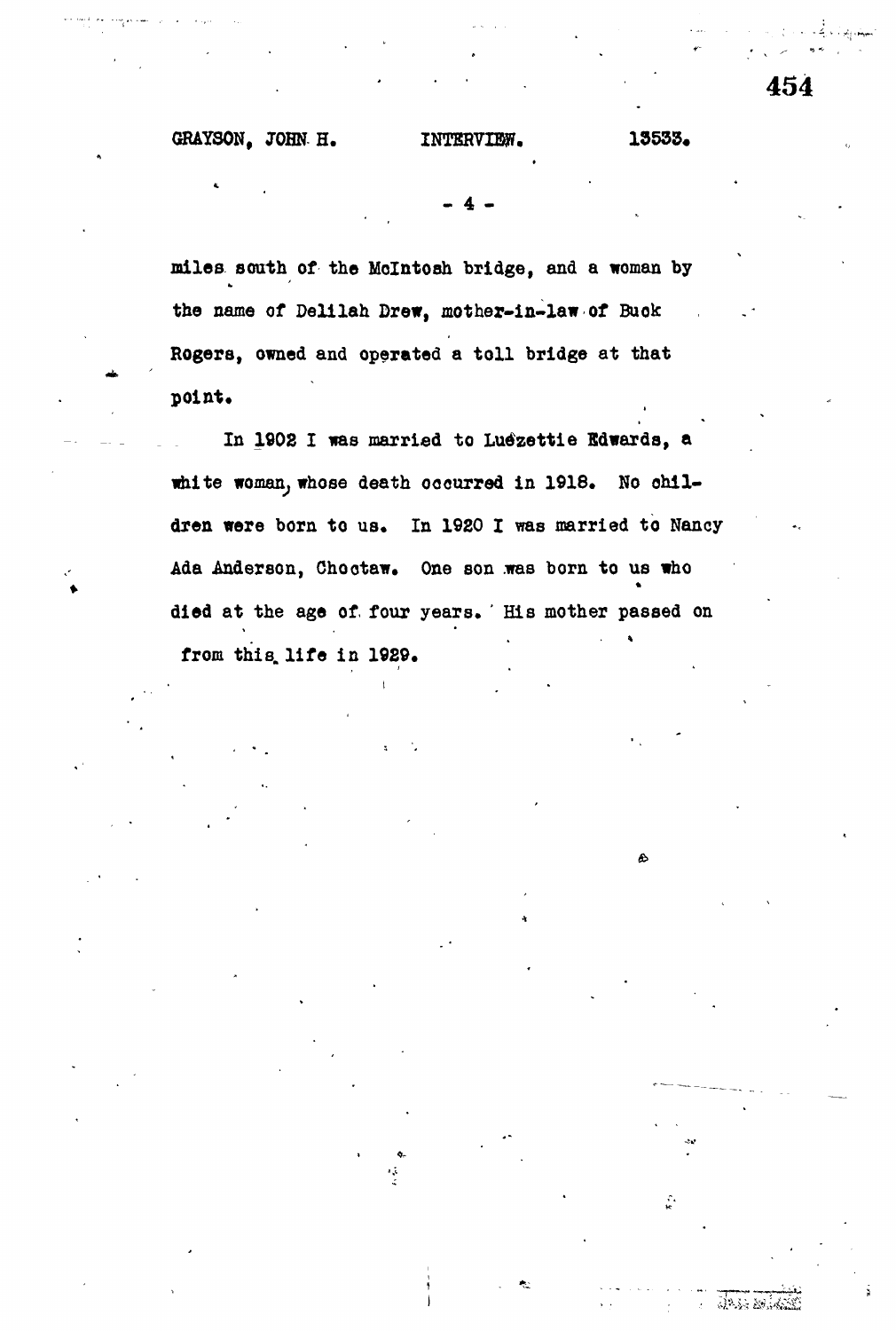miles south of the McIntosh bridge, and a woman by the name of Delilah Drew, mother-in-law of Buck Rogers, owned and operated a toll bridge at that point.

In 1902 I was married to Luezettie Edwards, a white woman, whose death occurred in 1918. No children were born to us. In 1920 I was married to Nancy Ada Anderson, Choctaw. One son was born to us who died at the age of four years. His mother passed on from this life in 1929.